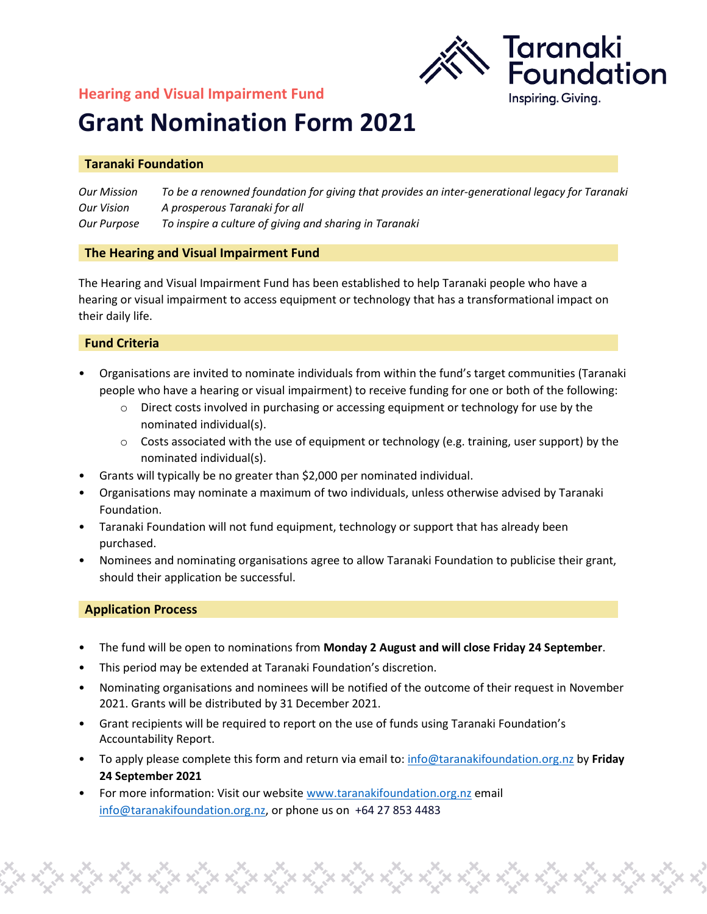Taranaki Foundation

Inspiring. Giving.

## Hearing and Visual Impairment Fund

# Grant Nomination Form 2021

### Taranaki Foundation

*Our Mission* *To be a renowned foundation for giving that provides an inter-generational legacy for Taranaki*

*Our Vision* *A prosperous Taranaki for all*

*Our Purpose* *To inspire a culture of giving and sharing in Taranaki*

### The Hearing and Visual Impairment Fund

The Hearing and Visual Impairment Fund has been established to help Taranaki people who have a hearing or visual impairment to access equipment or technology that has a transformational impact on their daily life.

### Fund Criteria

- Organisations are invited to nominate individuals from within the fund's target communities (Taranaki people who have a hearing or visual impairment) to receive funding for one or both of the following:
  - Direct costs involved in purchasing or accessing equipment or technology for use by the nominated individual(s).
  - Costs associated with the use of equipment or technology (e.g. training, user support) by the nominated individual(s).
- Grants will typically be no greater than $2,000 per nominated individual.
- Organisations may nominate a maximum of two individuals, unless otherwise advised by Taranaki Foundation.
- Taranaki Foundation will not fund equipment, technology or support that has already been purchased.
- Nominees and nominating organisations agree to allow Taranaki Foundation to publicise their grant, should their application be successful.

### Application Process

- The fund will be open to nominations from **Monday 2 August and will close Friday 24 September**.
- This period may be extended at Taranaki Foundation's discretion.
- Nominating organisations and nominees will be notified of the outcome of their request in November 2021. Grants will be distributed by 31 December 2021.
- Grant recipients will be required to report on the use of funds using Taranaki Foundation's Accountability Report.
- To apply please complete this form and return via email to: info@taranakifoundation.org.nz by **Friday 24 September 2021**
- For more information: Visit our website www.taranakifoundation.org.nz email info@taranakifoundation.org.nz, or phone us on +64 27 853 4483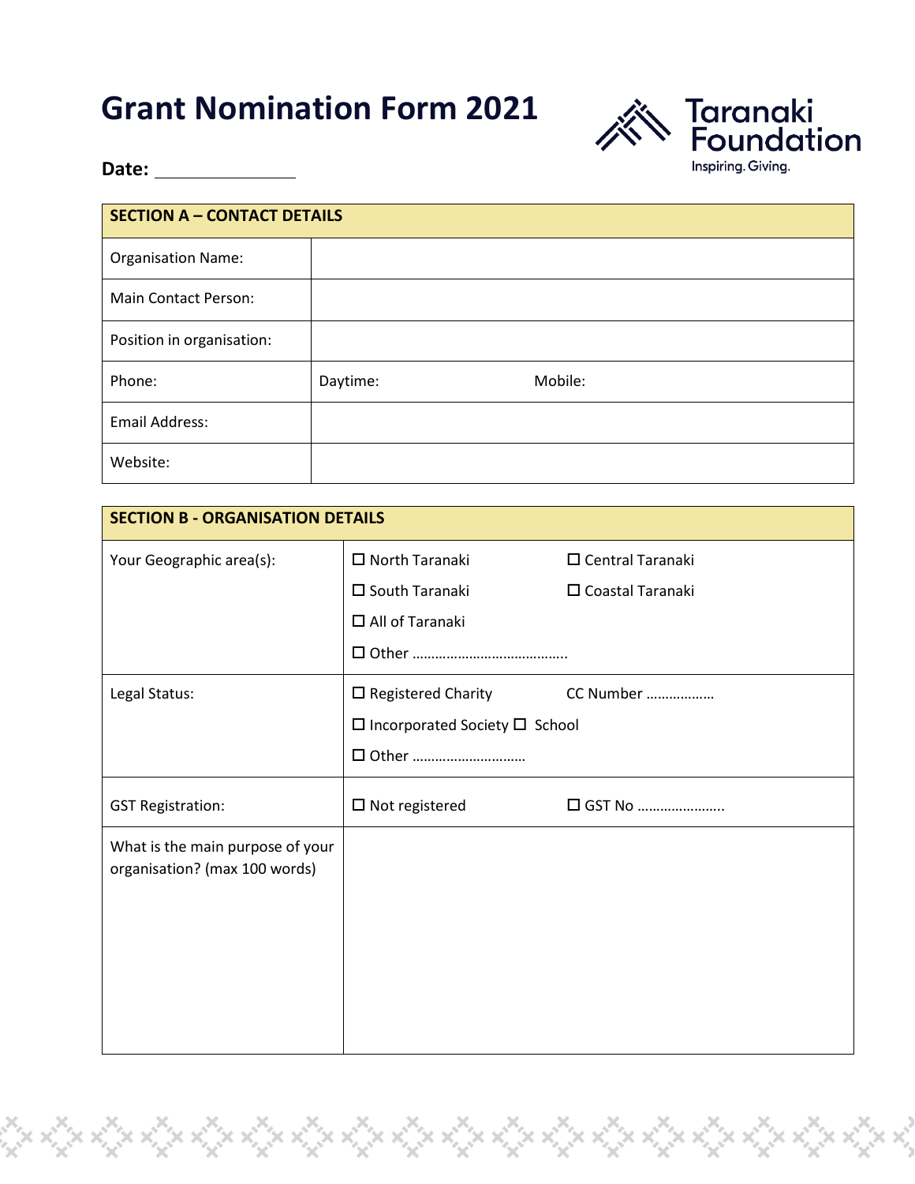# Grant Nomination Form 2021

Taranaki Foundation
Inspiring. Giving.

**Date:** _______________

| SECTION A – CONTACT DETAILS | | |
|---|---|---|
| Organisation Name: | | |
| Main Contact Person: | | |
| Position in organisation: | | |
| Phone: | Daytime: | Mobile: |
| Email Address: | | |
| Website: | | |

| SECTION B - ORGANISATION DETAILS | | |
|---|---|---|
| Your Geographic area(s): | ☐ North Taranaki<br>☐ South Taranaki<br>☐ All of Taranaki<br>☐ Other ………………………………….. | ☐ Central Taranaki<br>☐ Coastal Taranaki |
| Legal Status: | ☐ Registered Charity<br>☐ Incorporated Society ☐ School<br>☐ Other ………………………… | CC Number ……………… |
| GST Registration: | ☐ Not registered | ☐ GST No ………………….. |
| What is the main purpose of your organisation? (max 100 words) | | |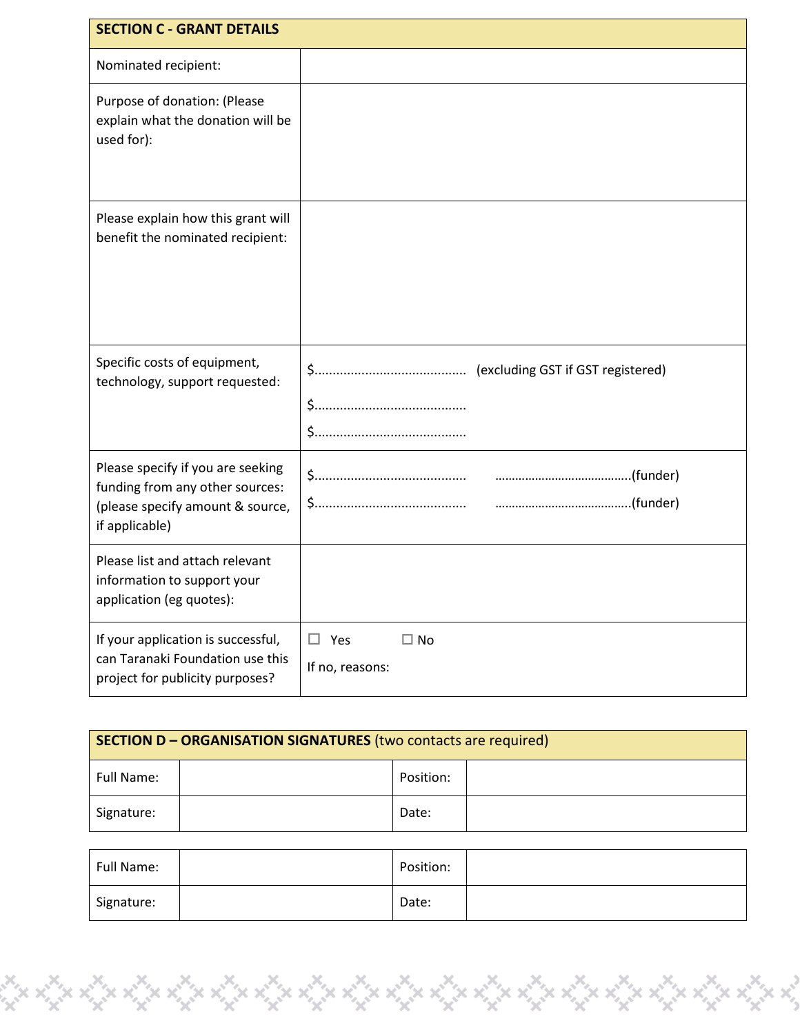| SECTION C - GRANT DETAILS | |
|---|---|
| Nominated recipient: | |
| Purpose of donation: (Please explain what the donation will be used for): | |
| Please explain how this grant will benefit the nominated recipient: | |
| Specific costs of equipment, technology, support requested: | $.......................................... (excluding GST if GST registered)<br>$..........................................<br>$.......................................... |
| Please specify if you are seeking funding from any other sources: (please specify amount & source, if applicable) | $.......................................... ……………………………….(funder)<br>$.......................................... ……………………………….(funder) |
| Please list and attach relevant information to support your application (eg quotes): | |
| If your application is successful, can Taranaki Foundation use this project for publicity purposes? | ☐ Yes ☐ No<br>If no, reasons: |

| **SECTION D – ORGANISATION SIGNATURES** (two contacts are required) | | | |
|---|---|---|---|
| Full Name: | | Position: | |
| Signature: | | Date: | |

| Full Name: | | Position: | |
|---|---|---|---|
| Signature: | | Date: | |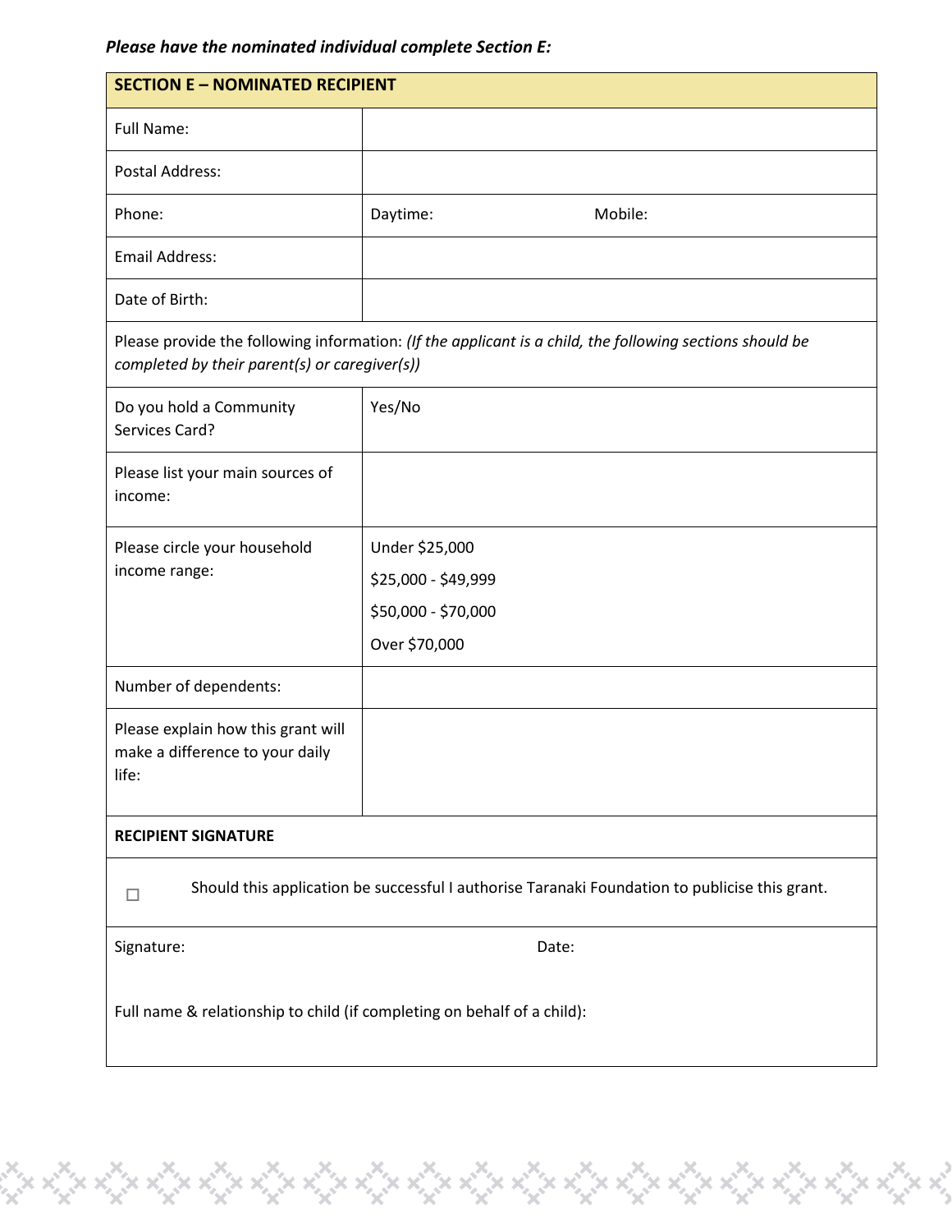*Please have the nominated individual complete Section E:*

| **SECTION E – NOMINATED RECIPIENT** | |
|---|---|
| Full Name: | |
| Postal Address: | |
| Phone: | Daytime: Mobile: |
| Email Address: | |
| Date of Birth: | |
| Please provide the following information: *(If the applicant is a child, the following sections should be completed by their parent(s) or caregiver(s))* | |
| Do you hold a Community Services Card? | Yes/No |
| Please list your main sources of income: | |
| Please circle your household income range: | Under $25,000<br>$25,000 - $49,999<br>$50,000 - $70,000<br>Over $70,000 |
| Number of dependents: | |
| Please explain how this grant will make a difference to your daily life: | |
| **RECIPIENT SIGNATURE** | |
| ☐ Should this application be successful I authorise Taranaki Foundation to publicise this grant. | |
| Signature: Date:<br><br>Full name & relationship to child (if completing on behalf of a child): | |